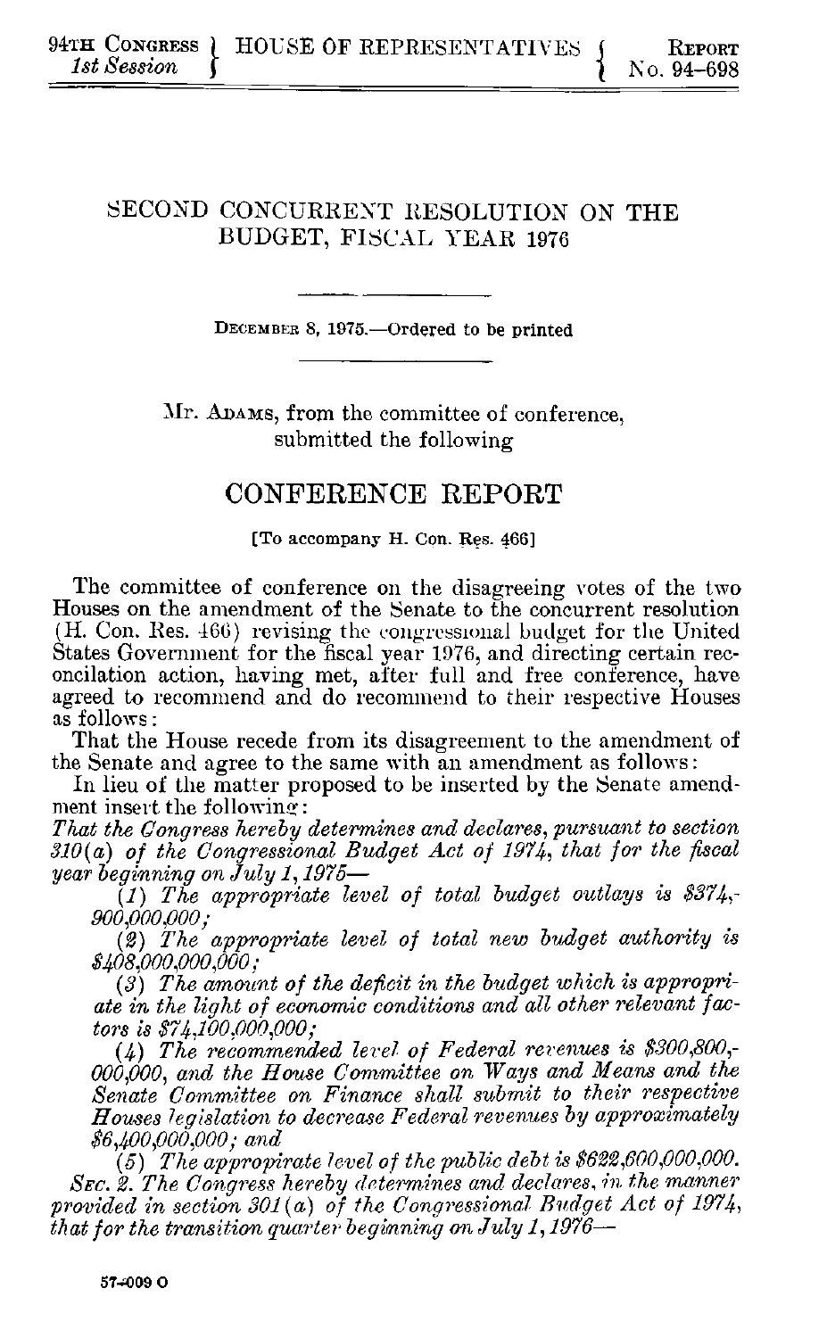94TH CONGRESS } HOUSE OF REPRESENTATIVES { REPORT
1st Session } { No. 94–698

# SECOND CONCURRENT RESOLUTION ON THE BUDGET, FISCAL YEAR 1976

DECEMBER 8, 1975.—Ordered to be printed

MR. ADAMS, from the committee of conference, submitted the following

## CONFERENCE REPORT

[To accompany H. Con. Res. 466]

The committee of conference on the disagreeing votes of the two Houses on the amendment of the Senate to the concurrent resolution (H. Con. Res. 466) revising the congressional budget for the United States Government for the fiscal year 1976, and directing certain reconcilation action, having met, after full and free conference, have agreed to recommend and do recommend to their respective Houses as follows:

That the House recede from its disagreement to the amendment of the Senate and agree to the same with an amendment as follows:

In lieu of the matter proposed to be inserted by the Senate amendment insert the following:

*That the Congress hereby determines and declares, pursuant to section 310(a) of the Congressional Budget Act of 1974, that for the fiscal year beginning on July 1, 1975—*

*(1) The appropriate level of total budget outlays is $374,900,000,000;*

*(2) The appropriate level of total new budget authority is $408,000,000,000;*

*(3) The amount of the deficit in the budget which is appropriate in the light of economic conditions and all other relevant factors is $74,100,000,000;*

*(4) The recommended level of Federal revenues is $300,800,000,000, and the House Committee on Ways and Means and the Senate Committee on Finance shall submit to their respective Houses legislation to decrease Federal revenues by approximately $6,400,000,000; and*

*(5) The appropirate level of the public debt is $622,600,000,000.*

*SEC. 2. The Congress hereby determines and declares, in the manner provided in section 301(a) of the Congressional Budget Act of 1974, that for the transition quarter beginning on July 1, 1976—*

57–009 O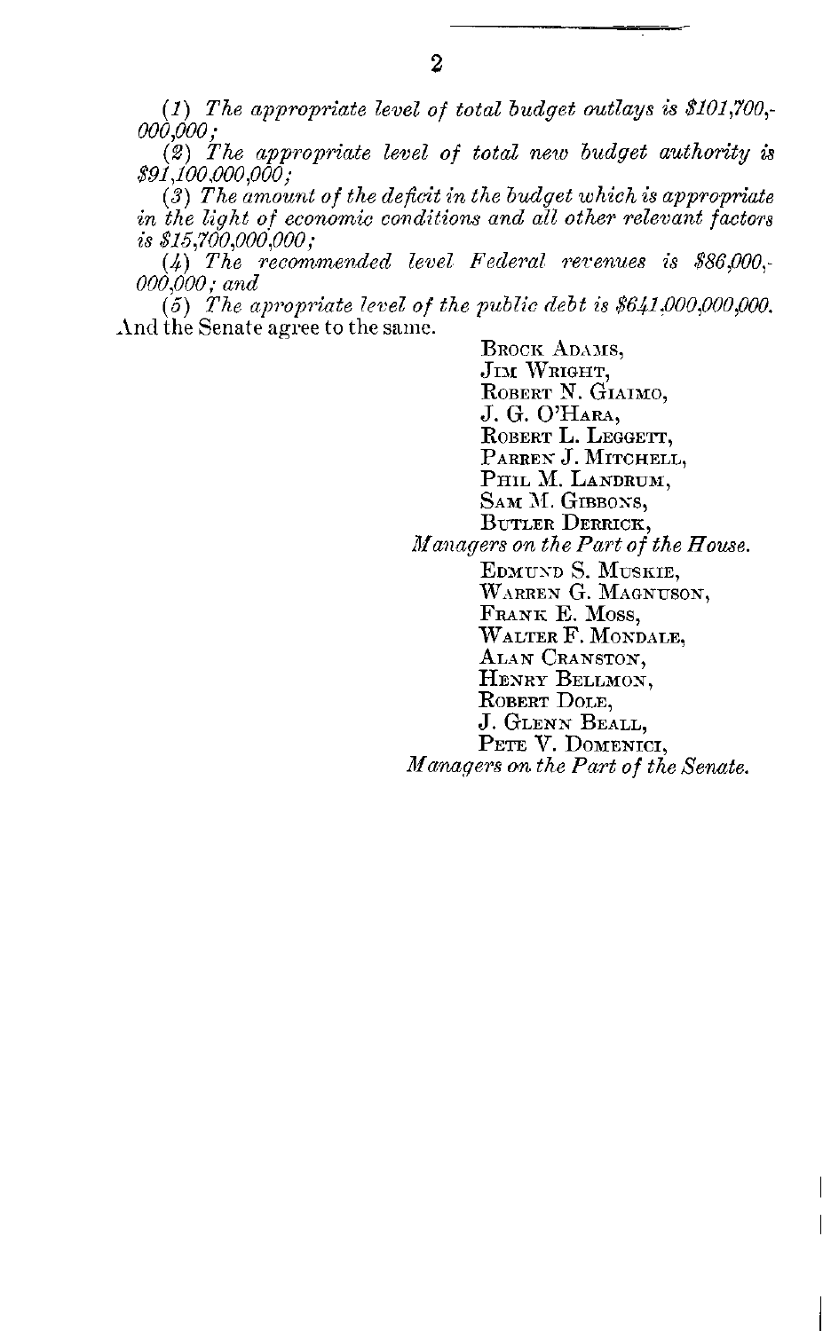*(1) The appropriate level of total budget outlays is $101,700,000,000;*

*(2) The appropriate level of total new budget authority is $91,100,000,000;*

*(3) The amount of the deficit in the budget which is appropriate in the light of economic conditions and all other relevant factors is $15,700,000,000;*

*(4) The recommended level Federal revenues is $86,000,000,000; and*

*(5) The apropriate level of the public debt is $641,000,000,000.*

And the Senate agree to the same.

BROCK ADAMS,
JIM WRIGHT,
ROBERT N. GIAIMO,
J. G. O'HARA,
ROBERT L. LEGGETT,
PARREN J. MITCHELL,
PHIL M. LANDRUM,
SAM M. GIBBONS,
BUTLER DERRICK,

*Managers on the Part of the House.*

EDMUND S. MUSKIE,
WARREN G. MAGNUSON,
FRANK E. MOSS,
WALTER F. MONDALE,
ALAN CRANSTON,
HENRY BELLMON,
ROBERT DOLE,
J. GLENN BEALL,
PETE V. DOMENICI,

*Managers on the Part of the Senate.*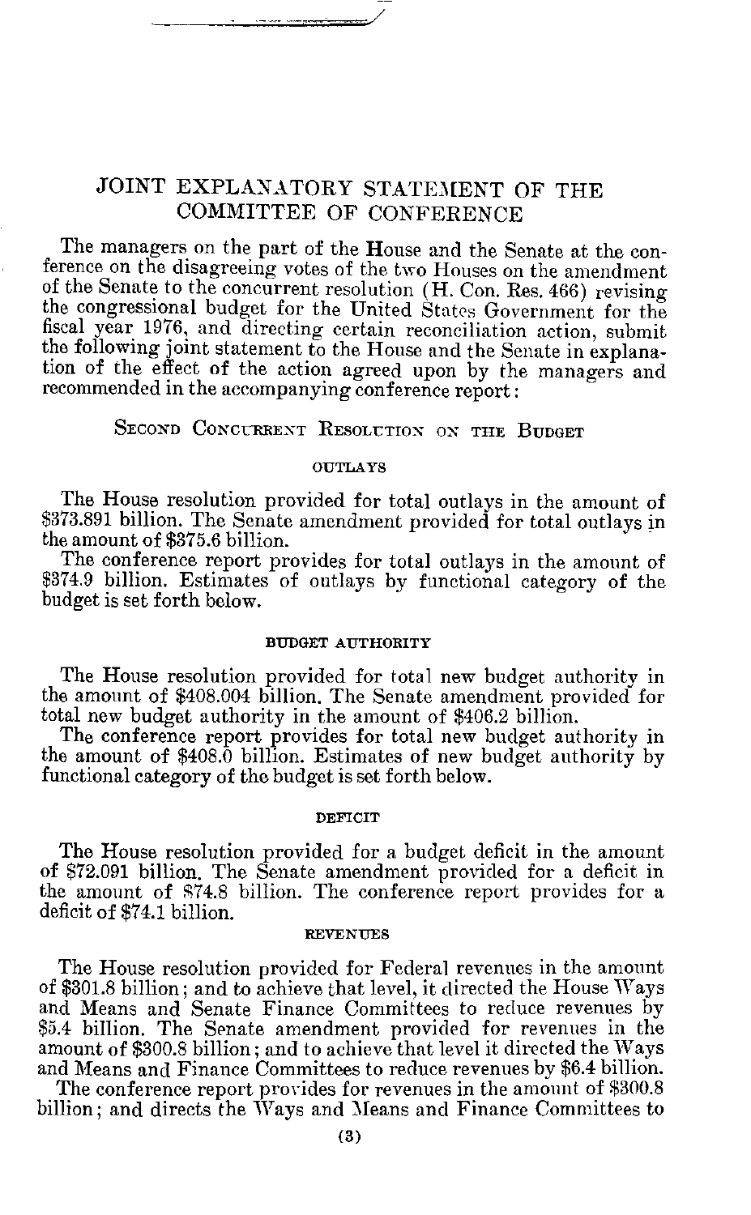# JOINT EXPLANATORY STATEMENT OF THE COMMITTEE OF CONFERENCE

The managers on the part of the House and the Senate at the conference on the disagreeing votes of the two Houses on the amendment of the Senate to the concurrent resolution (H. Con. Res. 466) revising the congressional budget for the United States Government for the fiscal year 1976, and directing certain reconciliation action, submit the following joint statement to the House and the Senate in explanation of the effect of the action agreed upon by the managers and recommended in the accompanying conference report:

## SECOND CONCURRENT RESOLUTION ON THE BUDGET

### OUTLAYS

The House resolution provided for total outlays in the amount of $373.891 billion. The Senate amendment provided for total outlays in the amount of $375.6 billion.

The conference report provides for total outlays in the amount of $374.9 billion. Estimates of outlays by functional category of the budget is set forth below.

### BUDGET AUTHORITY

The House resolution provided for total new budget authority in the amount of $408.004 billion. The Senate amendment provided for total new budget authority in the amount of $406.2 billion.

The conference report provides for total new budget authority in the amount of $408.0 billion. Estimates of new budget authority by functional category of the budget is set forth below.

### DEFICIT

The House resolution provided for a budget deficit in the amount of $72.091 billion. The Senate amendment provided for a deficit in the amount of $74.8 billion. The conference report provides for a deficit of $74.1 billion.

### REVENUES

The House resolution provided for Federal revenues in the amount of $301.8 billion; and to achieve that level, it directed the House Ways and Means and Senate Finance Committees to reduce revenues by $5.4 billion. The Senate amendment provided for revenues in the amount of $300.8 billion; and to achieve that level it directed the Ways and Means and Finance Committees to reduce revenues by $6.4 billion.

The conference report provides for revenues in the amount of $300.8 billion; and directs the Ways and Means and Finance Committees to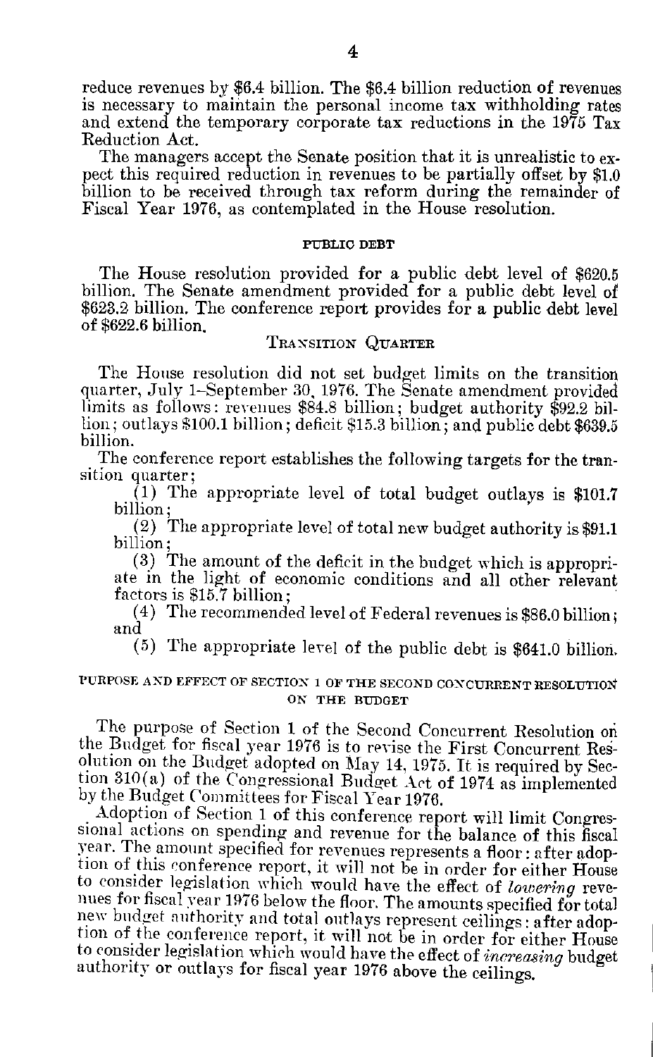reduce revenues by $6.4 billion. The $6.4 billion reduction of revenues is necessary to maintain the personal income tax withholding rates and extend the temporary corporate tax reductions in the 1975 Tax Reduction Act.

The managers accept the Senate position that it is unrealistic to expect this required reduction in revenues to be partially offset by $1.0 billion to be received through tax reform during the remainder of Fiscal Year 1976, as contemplated in the House resolution.

#### PUBLIC DEBT

The House resolution provided for a public debt level of $620.5 billion. The Senate amendment provided for a public debt level of $623.2 billion. The conference report provides for a public debt level of $622.6 billion.

### TRANSITION QUARTER

The House resolution did not set budget limits on the transition quarter, July 1–September 30, 1976. The Senate amendment provided limits as follows: revenues $84.8 billion; budget authority $92.2 billion; outlays $100.1 billion; deficit $15.3 billion; and public debt $639.5 billion.

The conference report establishes the following targets for the transition quarter;

(1) The appropriate level of total budget outlays is $101.7 billion;

(2) The appropriate level of total new budget authority is $91.1 billion;

(3) The amount of the deficit in the budget which is appropriate in the light of economic conditions and all other relevant factors is $15.7 billion;

(4) The recommended level of Federal revenues is $86.0 billion; and

(5) The appropriate level of the public debt is $641.0 billion.

#### PURPOSE AND EFFECT OF SECTION 1 OF THE SECOND CONCURRENT RESOLUTION ON THE BUDGET

The purpose of Section 1 of the Second Concurrent Resolution on the Budget for fiscal year 1976 is to revise the First Concurrent Resolution on the Budget adopted on May 14, 1975. It is required by Section 310(a) of the Congressional Budget Act of 1974 as implemented by the Budget Committees for Fiscal Year 1976.

Adoption of Section 1 of this conference report will limit Congressional actions on spending and revenue for the balance of this fiscal year. The amount specified for revenues represents a floor: after adoption of this conference report, it will not be in order for either House to consider legislation which would have the effect of *lowering* revenues for fiscal year 1976 below the floor. The amounts specified for total new budget authority and total outlays represent ceilings: after adoption of the conference report, it will not be in order for either House to consider legislation which would have the effect of *increasing* budget authority or outlays for fiscal year 1976 above the ceilings.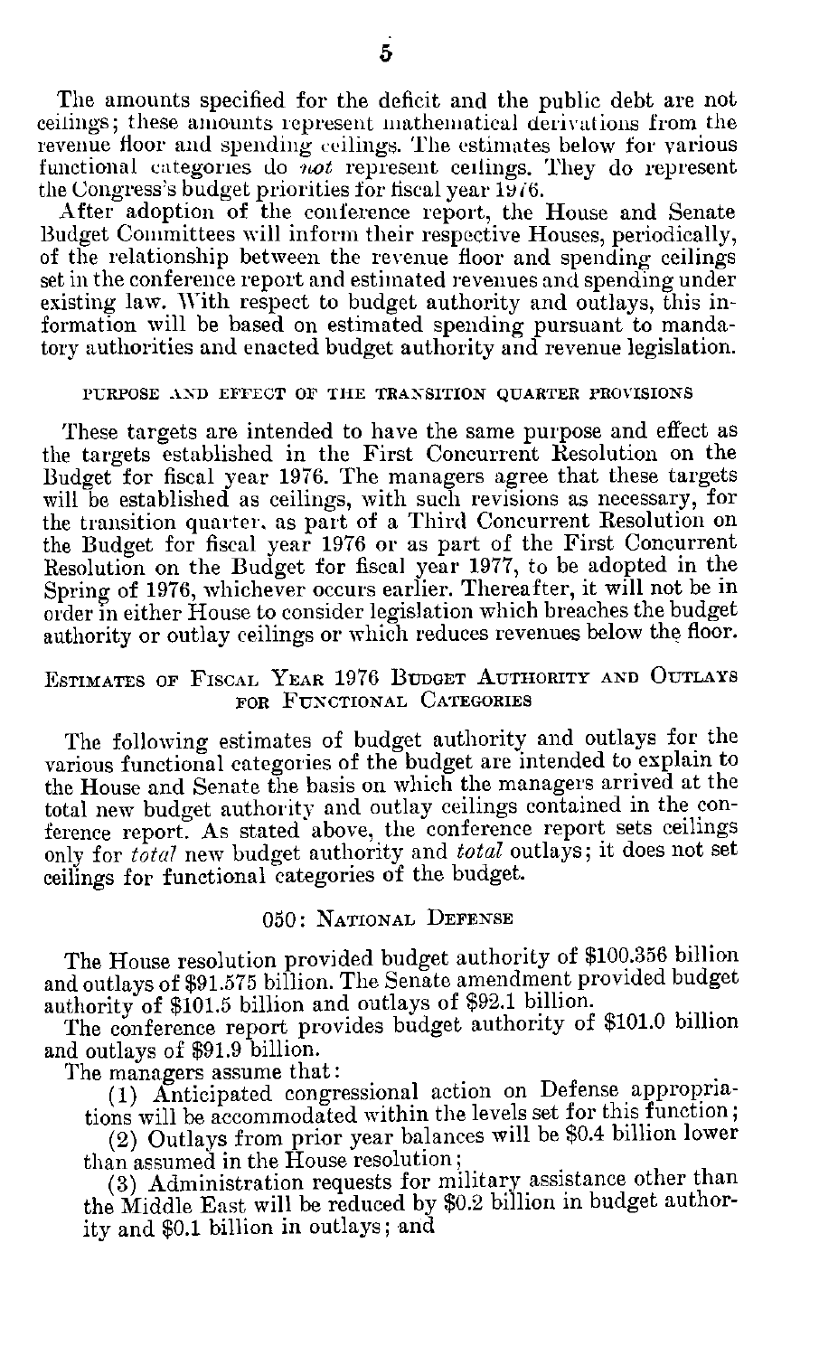The amounts specified for the deficit and the public debt are not ceilings; these amounts represent mathematical derivations from the revenue floor and spending ceilings. The estimates below for various functional categories do *not* represent ceilings. They do represent the Congress's budget priorities for fiscal year 1976.

After adoption of the conference report, the House and Senate Budget Committees will inform their respective Houses, periodically, of the relationship between the revenue floor and spending ceilings set in the conference report and estimated revenues and spending under existing law. With respect to budget authority and outlays, this information will be based on estimated spending pursuant to mandatory authorities and enacted budget authority and revenue legislation.

#### PURPOSE AND EFFECT OF THE TRANSITION QUARTER PROVISIONS

These targets are intended to have the same purpose and effect as the targets established in the First Concurrent Resolution on the Budget for fiscal year 1976. The managers agree that these targets will be established as ceilings, with such revisions as necessary, for the transition quarter, as part of a Third Concurrent Resolution on the Budget for fiscal year 1976 or as part of the First Concurrent Resolution on the Budget for fiscal year 1977, to be adopted in the Spring of 1976, whichever occurs earlier. Thereafter, it will not be in order in either House to consider legislation which breaches the budget authority or outlay ceilings or which reduces revenues below the floor.

## ESTIMATES OF FISCAL YEAR 1976 BUDGET AUTHORITY AND OUTLAYS FOR FUNCTIONAL CATEGORIES

The following estimates of budget authority and outlays for the various functional categories of the budget are intended to explain to the House and Senate the basis on which the managers arrived at the total new budget authority and outlay ceilings contained in the conference report. As stated above, the conference report sets ceilings only for *total* new budget authority and *total* outlays; it does not set ceilings for functional categories of the budget.

### 050: NATIONAL DEFENSE

The House resolution provided budget authority of $100.356 billion and outlays of $91.575 billion. The Senate amendment provided budget authority of $101.5 billion and outlays of $92.1 billion.

The conference report provides budget authority of $101.0 billion and outlays of $91.9 billion.

The managers assume that:

(1) Anticipated congressional action on Defense appropriations will be accommodated within the levels set for this function;

(2) Outlays from prior year balances will be $0.4 billion lower than assumed in the House resolution;

(3) Administration requests for military assistance other than the Middle East will be reduced by $0.2 billion in budget authority and $0.1 billion in outlays; and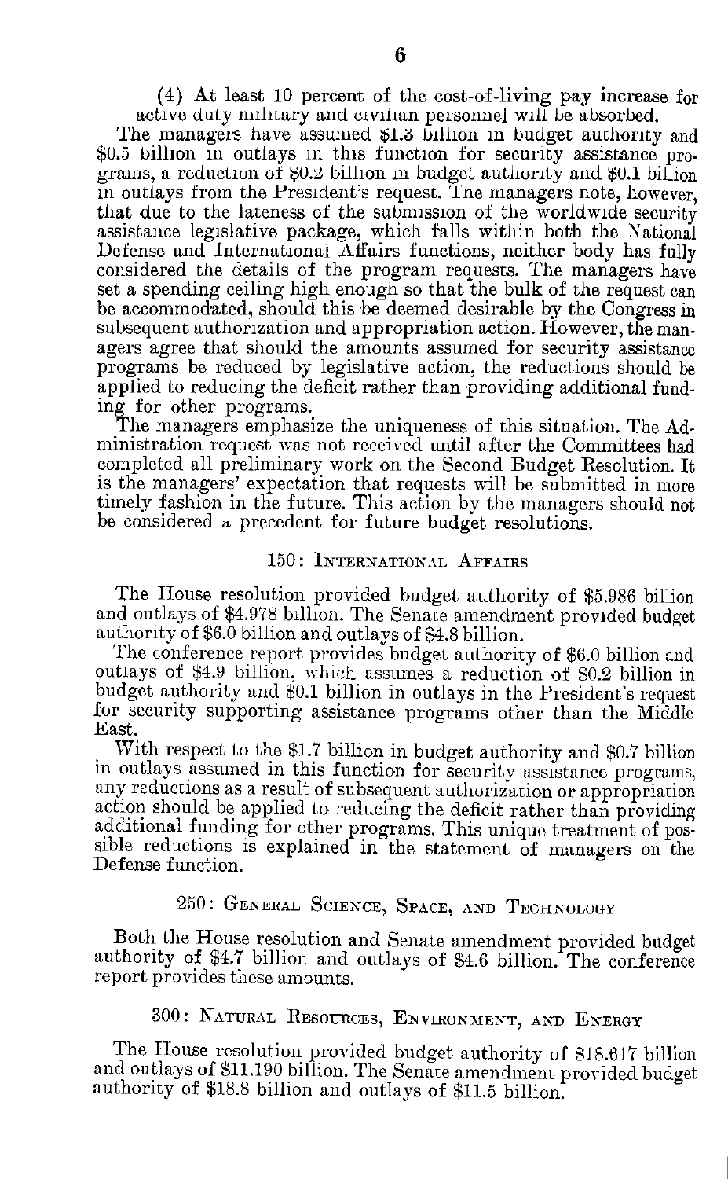(4) At least 10 percent of the cost-of-living pay increase for active duty military and civilian personnel will be absorbed.

The managers have assumed $1.8 billion in budget authority and $0.5 billion in outlays in this function for security assistance programs, a reduction of $0.2 billion in budget authority and $0.1 billion in outlays from the President's request. The managers note, however, that due to the lateness of the submission of the worldwide security assistance legislative package, which falls within both the National Defense and International Affairs functions, neither body has fully considered the details of the program requests. The managers have set a spending ceiling high enough so that the bulk of the request can be accommodated, should this be deemed desirable by the Congress in subsequent authorization and appropriation action. However, the managers agree that should the amounts assumed for security assistance programs be reduced by legislative action, the reductions should be applied to reducing the deficit rather than providing additional funding for other programs.

The managers emphasize the uniqueness of this situation. The Administration request was not received until after the Committees had completed all preliminary work on the Second Budget Resolution. It is the managers' expectation that requests will be submitted in more timely fashion in the future. This action by the managers should not be considered a precedent for future budget resolutions.

## 150: International Affairs

The House resolution provided budget authority of $5.986 billion and outlays of $4.978 billion. The Senate amendment provided budget authority of $6.0 billion and outlays of $4.8 billion.

The conference report provides budget authority of $6.0 billion and outlays of $4.9 billion, which assumes a reduction of $0.2 billion in budget authority and $0.1 billion in outlays in the President's request for security supporting assistance programs other than the Middle East.

With respect to the $1.7 billion in budget authority and $0.7 billion in outlays assumed in this function for security assistance programs, any reductions as a result of subsequent authorization or appropriation action should be applied to reducing the deficit rather than providing additional funding for other programs. This unique treatment of possible reductions is explained in the statement of managers on the Defense function.

## 250: General Science, Space, and Technology

Both the House resolution and Senate amendment provided budget authority of $4.7 billion and outlays of $4.6 billion. The conference report provides these amounts.

## 300: Natural Resources, Environment, and Energy

The House resolution provided budget authority of $18.617 billion and outlays of $11.190 billion. The Senate amendment provided budget authority of $18.8 billion and outlays of $11.5 billion.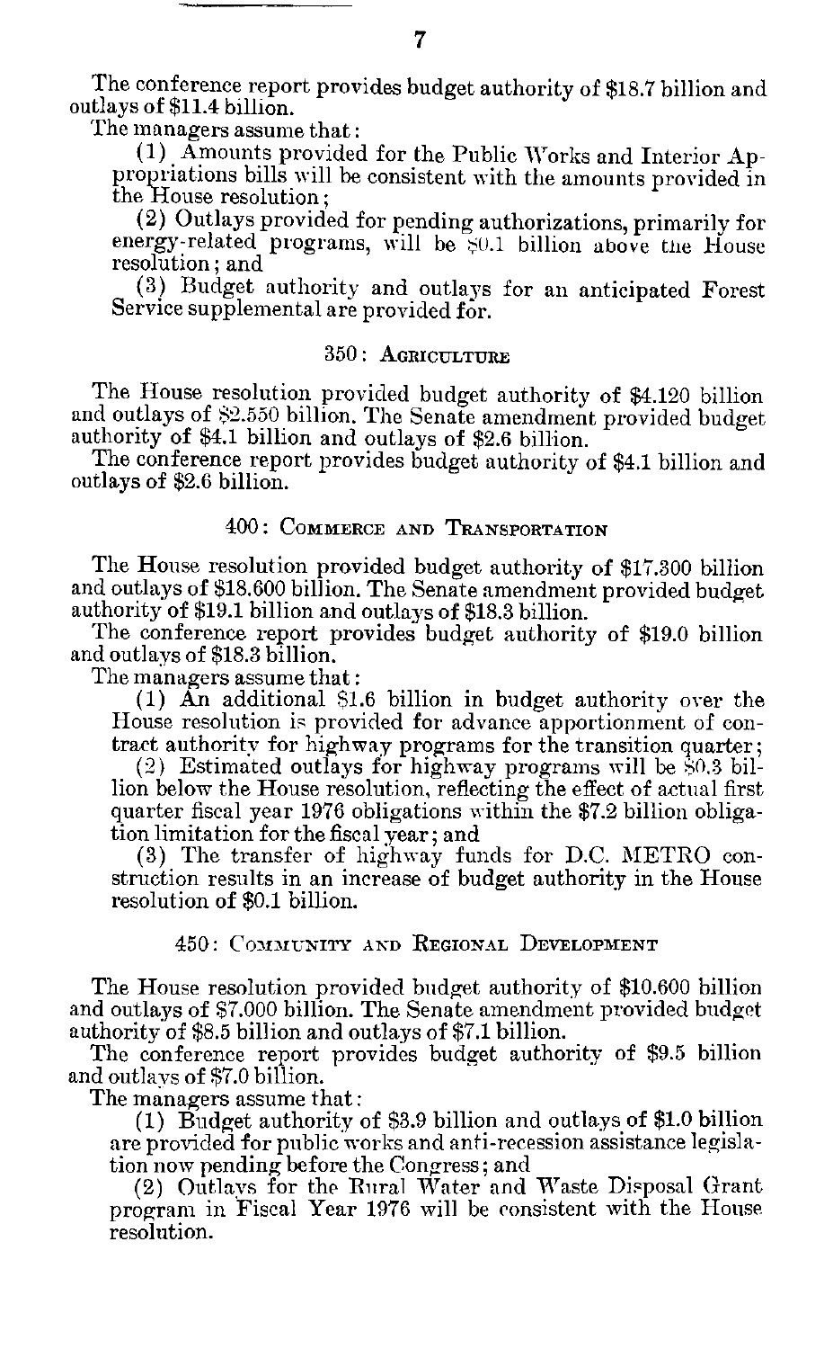The conference report provides budget authority of $18.7 billion and outlays of $11.4 billion.

The managers assume that:

(1) Amounts provided for the Public Works and Interior Appropriations bills will be consistent with the amounts provided in the House resolution;

(2) Outlays provided for pending authorizations, primarily for energy-related programs, will be $0.1 billion above the House resolution; and

(3) Budget authority and outlays for an anticipated Forest Service supplemental are provided for.

### 350: Agriculture

The House resolution provided budget authority of $4.120 billion and outlays of $2.550 billion. The Senate amendment provided budget authority of $4.1 billion and outlays of $2.6 billion.

The conference report provides budget authority of $4.1 billion and outlays of $2.6 billion.

### 400: Commerce and Transportation

The House resolution provided budget authority of $17.300 billion and outlays of $18.600 billion. The Senate amendment provided budget authority of $19.1 billion and outlays of $18.3 billion.

The conference report provides budget authority of $19.0 billion and outlays of $18.3 billion.

The managers assume that:

(1) An additional $1.6 billion in budget authority over the House resolution is provided for advance apportionment of contract authority for highway programs for the transition quarter;

(2) Estimated outlays for highway programs will be $0.3 billion below the House resolution, reflecting the effect of actual first quarter fiscal year 1976 obligations within the $7.2 billion obligation limitation for the fiscal year; and

(3) The transfer of highway funds for D.C. METRO construction results in an increase of budget authority in the House resolution of $0.1 billion.

### 450: Community and Regional Development

The House resolution provided budget authority of $10.600 billion and outlays of $7.000 billion. The Senate amendment provided budget authority of $8.5 billion and outlays of $7.1 billion.

The conference report provides budget authority of $9.5 billion and outlays of $7.0 billion.

The managers assume that:

(1) Budget authority of $3.9 billion and outlays of $1.0 billion are provided for public works and anti-recession assistance legislation now pending before the Congress; and

(2) Outlays for the Rural Water and Waste Disposal Grant program in Fiscal Year 1976 will be consistent with the House resolution.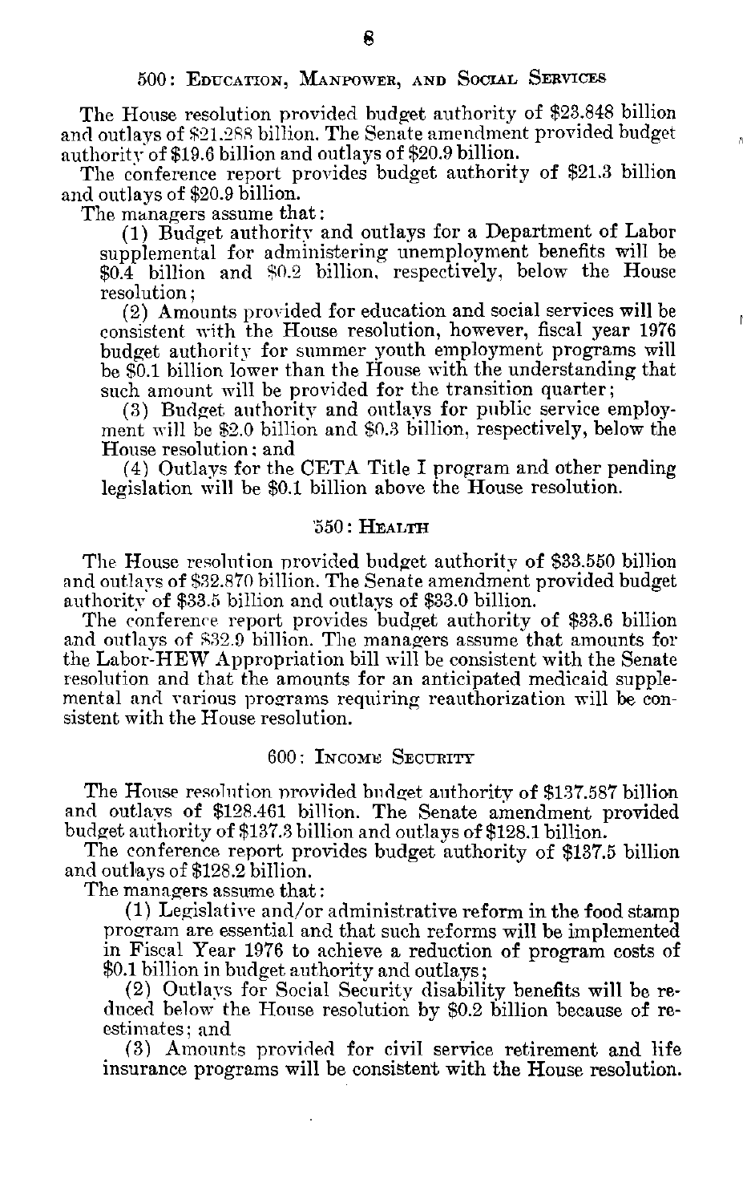## 500: Education, Manpower, and Social Services

The House resolution provided budget authority of $23.848 billion and outlays of $21.288 billion. The Senate amendment provided budget authority of $19.6 billion and outlays of $20.9 billion.

The conference report provides budget authority of $21.3 billion and outlays of $20.9 billion.

The managers assume that:

(1) Budget authority and outlays for a Department of Labor supplemental for administering unemployment benefits will be $0.4 billion and $0.2 billion, respectively, below the House resolution;

(2) Amounts provided for education and social services will be consistent with the House resolution, however, fiscal year 1976 budget authority for summer youth employment programs will be $0.1 billion lower than the House with the understanding that such amount will be provided for the transition quarter;

(3) Budget authority and outlays for public service employment will be $2.0 billion and $0.3 billion, respectively, below the House resolution; and

(4) Outlays for the CETA Title I program and other pending legislation will be $0.1 billion above the House resolution.

## 550: Health

The House resolution provided budget authority of $33.550 billion and outlays of $32.870 billion. The Senate amendment provided budget authority of $33.5 billion and outlays of $33.0 billion.

The conference report provides budget authority of $33.6 billion and outlays of $32.9 billion. The managers assume that amounts for the Labor-HEW Appropriation bill will be consistent with the Senate resolution and that the amounts for an anticipated medicaid supplemental and various programs requiring reauthorization will be consistent with the House resolution.

## 600: Income Security

The House resolution provided budget authority of $137.587 billion and outlays of $128.461 billion. The Senate amendment provided budget authority of $137.3 billion and outlays of $128.1 billion.

The conference report provides budget authority of $137.5 billion and outlays of $128.2 billion.

The managers assume that:

(1) Legislative and/or administrative reform in the food stamp program are essential and that such reforms will be implemented in Fiscal Year 1976 to achieve a reduction of program costs of $0.1 billion in budget authority and outlays;

(2) Outlays for Social Security disability benefits will be reduced below the House resolution by $0.2 billion because of reestimates; and

(3) Amounts provided for civil service retirement and life insurance programs will be consistent with the House resolution.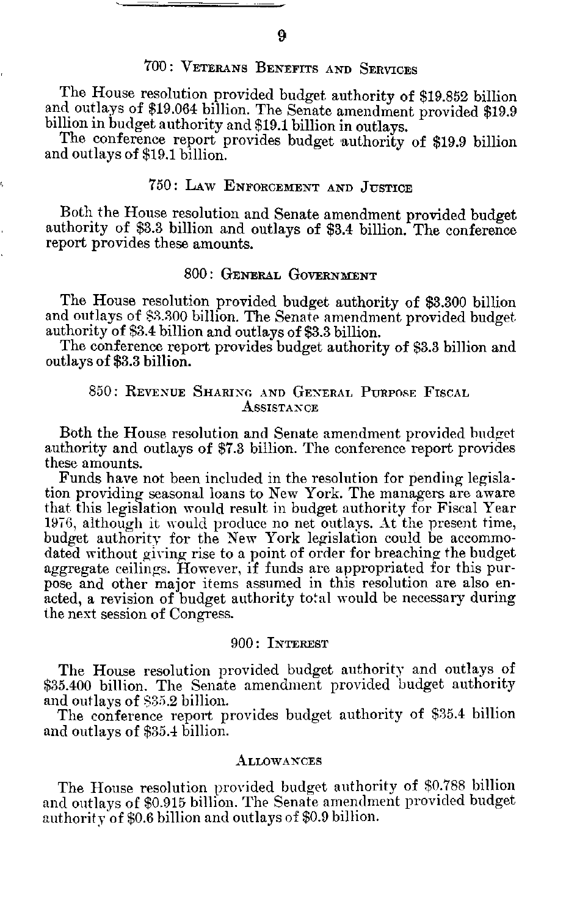### 700: Veterans Benefits and Services

The House resolution provided budget authority of $19.852 billion and outlays of $19.064 billion. The Senate amendment provided $19.9 billion in budget authority and $19.1 billion in outlays.

The conference report provides budget authority of $19.9 billion and outlays of $19.1 billion.

### 750: Law Enforcement and Justice

Both the House resolution and Senate amendment provided budget authority of $3.3 billion and outlays of $3.4 billion. The conference report provides these amounts.

### 800: General Government

The House resolution provided budget authority of $3.300 billion and outlays of $3.300 billion. The Senate amendment provided budget authority of $3.4 billion and outlays of $3.3 billion.

The conference report provides budget authority of $3.3 billion and outlays of $3.3 billion.

### 850: Revenue Sharing and General Purpose Fiscal Assistance

Both the House resolution and Senate amendment provided budget authority and outlays of $7.3 billion. The conference report provides these amounts.

Funds have not been included in the resolution for pending legislation providing seasonal loans to New York. The managers are aware that this legislation would result in budget authority for Fiscal Year 1976, although it would produce no net outlays. At the present time, budget authority for the New York legislation could be accommodated without giving rise to a point of order for breaching the budget aggregate ceilings. However, if funds are appropriated for this purpose and other major items assumed in this resolution are also enacted, a revision of budget authority total would be necessary during the next session of Congress.

### 900: Interest

The House resolution provided budget authority and outlays of $35.400 billion. The Senate amendment provided budget authority and outlays of $35.2 billion.

The conference report provides budget authority of $35.4 billion and outlays of $35.4 billion.

### Allowances

The House resolution provided budget authority of $0.788 billion and outlays of $0.915 billion. The Senate amendment provided budget authority of $0.6 billion and outlays of $0.9 billion.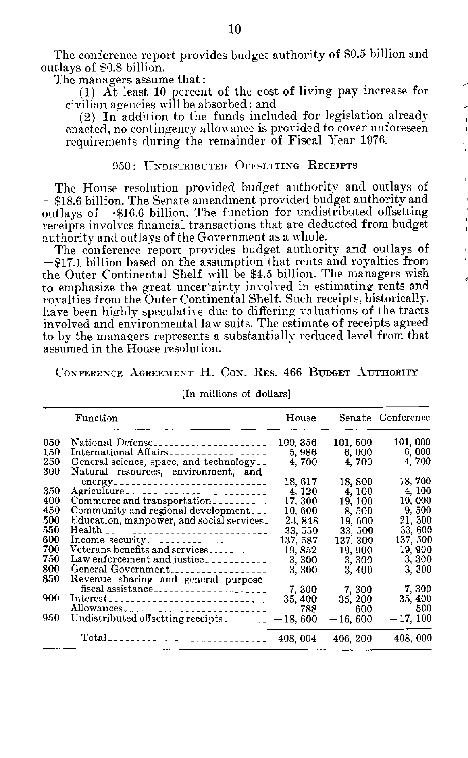The conference report provides budget authority of $0.5 billion and outlays of $0.8 billion.

The managers assume that:

(1) At least 10 percent of the cost-of-living pay increase for civilian agencies will be absorbed; and

(2) In addition to the funds included for legislation already enacted, no contingency allowance is provided to cover unforeseen requirements during the remainder of Fiscal Year 1976.

### 950: UNDISTRIBUTED OFFSETTING RECEIPTS

The House resolution provided budget authority and outlays of −$18.6 billion. The Senate amendment provided budget authority and outlays of −$16.6 billion. The function for undistributed offsetting receipts involves financial transactions that are deducted from budget authority and outlays of the Government as a whole.

The conference report provides budget authority and outlays of −$17.1 billion based on the assumption that rents and royalties from the Outer Continental Shelf will be $4.5 billion. The managers wish to emphasize the great uncertainty involved in estimating rents and royalties from the Outer Continental Shelf. Such receipts, historically, have been highly speculative due to differing valuations of the tracts involved and environmental law suits. The estimate of receipts agreed to by the managers represents a substantially reduced level from that assumed in the House resolution.

### CONFERENCE AGREEMENT H. CON. RES. 466 BUDGET AUTHORITY

[In millions of dollars]

| | Function | House | Senate | Conference |
|---|---|---|---|---|
| 050 | National Defense | 100, 356 | 101, 500 | 101, 000 |
| 150 | International Affairs | 5, 986 | 6, 000 | 6, 000 |
| 250 | General science, space, and technology | 4, 700 | 4, 700 | 4, 700 |
| 300 | Natural resources, environment, and energy | 18, 617 | 18, 800 | 18, 700 |
| 350 | Agriculture | 4, 120 | 4, 100 | 4, 100 |
| 400 | Commerce and transportation | 17, 300 | 19, 100 | 19, 000 |
| 450 | Community and regional development | 10, 600 | 8, 500 | 9, 500 |
| 500 | Education, manpower, and social services | 23, 848 | 19, 600 | 21, 300 |
| 550 | Health | 33, 550 | 33, 500 | 33, 600 |
| 600 | Income security | 137, 587 | 137, 300 | 137, 500 |
| 700 | Veterans benefits and services | 19, 852 | 19, 900 | 19, 900 |
| 750 | Law enforcement and justice | 3, 300 | 3, 300 | 3, 300 |
| 800 | General Government | 3, 300 | 3, 400 | 3, 300 |
| 850 | Revenue sharing and general purpose fiscal assistance | 7, 300 | 7, 300 | 7, 300 |
| 900 | Interest | 35, 400 | 35, 200 | 35, 400 |
| | Allowances | 788 | 600 | 500 |
| 950 | Undistributed offsetting receipts | −18, 600 | −16, 600 | −17, 100 |
| | Total | 408, 004 | 406, 200 | 408, 000 |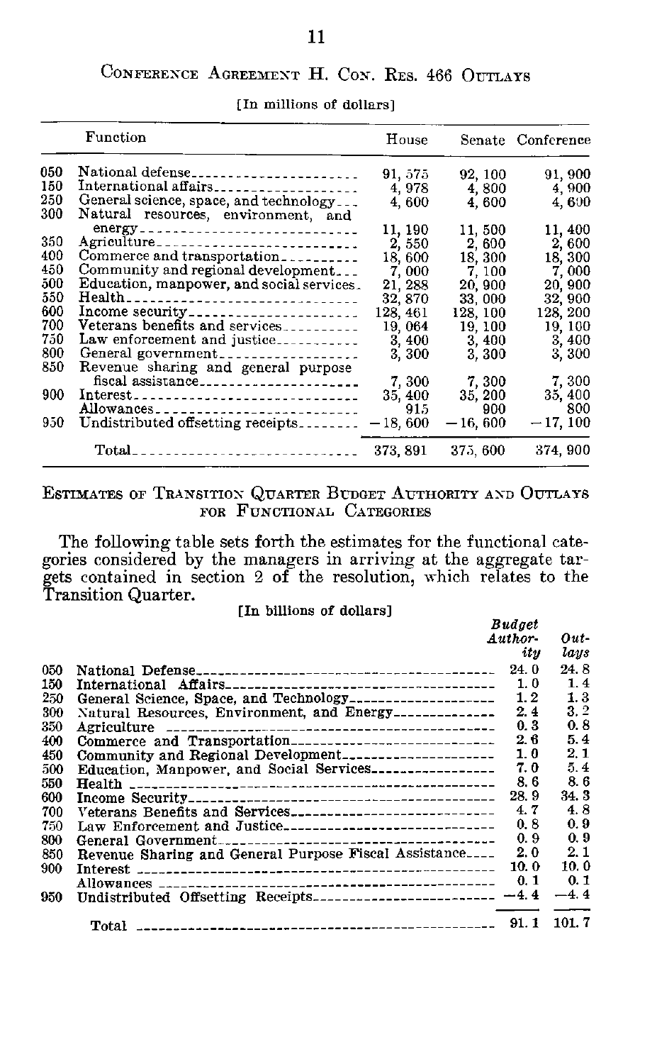## Conference Agreement H. Con. Res. 466 Outlays

[In millions of dollars]

| | Function | House | Senate | Conference |
|---|---|---|---|---|
| 050 | National defense | 91,575 | 92,100 | 91,900 |
| 150 | International affairs | 4,978 | 4,800 | 4,900 |
| 250 | General science, space, and technology | 4,600 | 4,600 | 4,600 |
| 300 | Natural resources, environment, and energy | 11,190 | 11,500 | 11,400 |
| 350 | Agriculture | 2,550 | 2,600 | 2,600 |
| 400 | Commerce and transportation | 18,600 | 18,300 | 18,300 |
| 450 | Community and regional development | 7,000 | 7,100 | 7,000 |
| 500 | Education, manpower, and social services | 21,288 | 20,900 | 20,900 |
| 550 | Health | 32,870 | 33,000 | 32,900 |
| 600 | Income security | 128,461 | 128,100 | 128,200 |
| 700 | Veterans benefits and services | 19,064 | 19,100 | 19,100 |
| 750 | Law enforcement and justice | 3,400 | 3,400 | 3,400 |
| 800 | General government | 3,300 | 3,300 | 3,300 |
| 850 | Revenue sharing and general purpose fiscal assistance | 7,300 | 7,300 | 7,300 |
| 900 | Interest | 35,400 | 35,200 | 35,400 |
| | Allowances | 915 | 900 | 800 |
| 950 | Undistributed offsetting receipts | −18,600 | −16,600 | −17,100 |
| | Total | 373,891 | 375,600 | 374,900 |

## Estimates of Transition Quarter Budget Authority and Outlays for Functional Categories

The following table sets forth the estimates for the functional categories considered by the managers in arriving at the aggregate targets contained in section 2 of the resolution, which relates to the Transition Quarter.

[In billions of dollars]

| | | *Budget Authority* | *Outlays* |
|---|---|---|---|
| 050 | National Defense | 24.0 | 24.8 |
| 150 | International Affairs | 1.0 | 1.4 |
| 250 | General Science, Space, and Technology | 1.2 | 1.3 |
| 300 | Natural Resources, Environment, and Energy | 2.4 | 3.2 |
| 350 | Agriculture | 0.3 | 0.8 |
| 400 | Commerce and Transportation | 2.6 | 5.4 |
| 450 | Community and Regional Development | 1.0 | 2.1 |
| 500 | Education, Manpower, and Social Services | 7.0 | 5.4 |
| 550 | Health | 8.6 | 8.6 |
| 600 | Income Security | 28.9 | 34.3 |
| 700 | Veterans Benefits and Services | 4.7 | 4.8 |
| 750 | Law Enforcement and Justice | 0.8 | 0.9 |
| 800 | General Government | 0.9 | 0.9 |
| 850 | Revenue Sharing and General Purpose Fiscal Assistance | 2.0 | 2.1 |
| 900 | Interest | 10.0 | 10.0 |
| | Allowances | 0.1 | 0.1 |
| 950 | Undistributed Offsetting Receipts | −4.4 | −4.4 |
| | Total | 91.1 | 101.7 |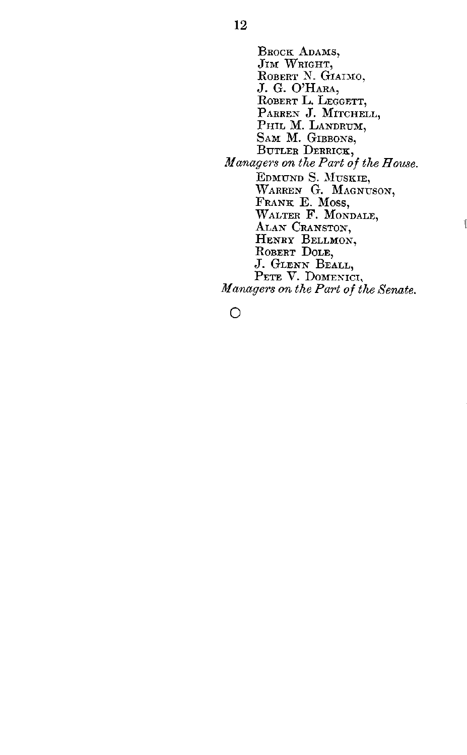BROCK ADAMS,
JIM WRIGHT,
ROBERT N. GIAIMO,
J. G. O'HARA,
ROBERT L. LEGGETT,
PARREN J. MITCHELL,
PHIL M. LANDRUM,
SAM M. GIBBONS,
BUTLER DERRICK,

*Managers on the Part of the House.*

EDMUND S. MUSKIE,
WARREN G. MAGNUSON,
FRANK E. MOSS,
WALTER F. MONDALE,
ALAN CRANSTON,
HENRY BELLMON,
ROBERT DOLE,
J. GLENN BEALL,
PETE V. DOMENICI,

*Managers on the Part of the Senate.*